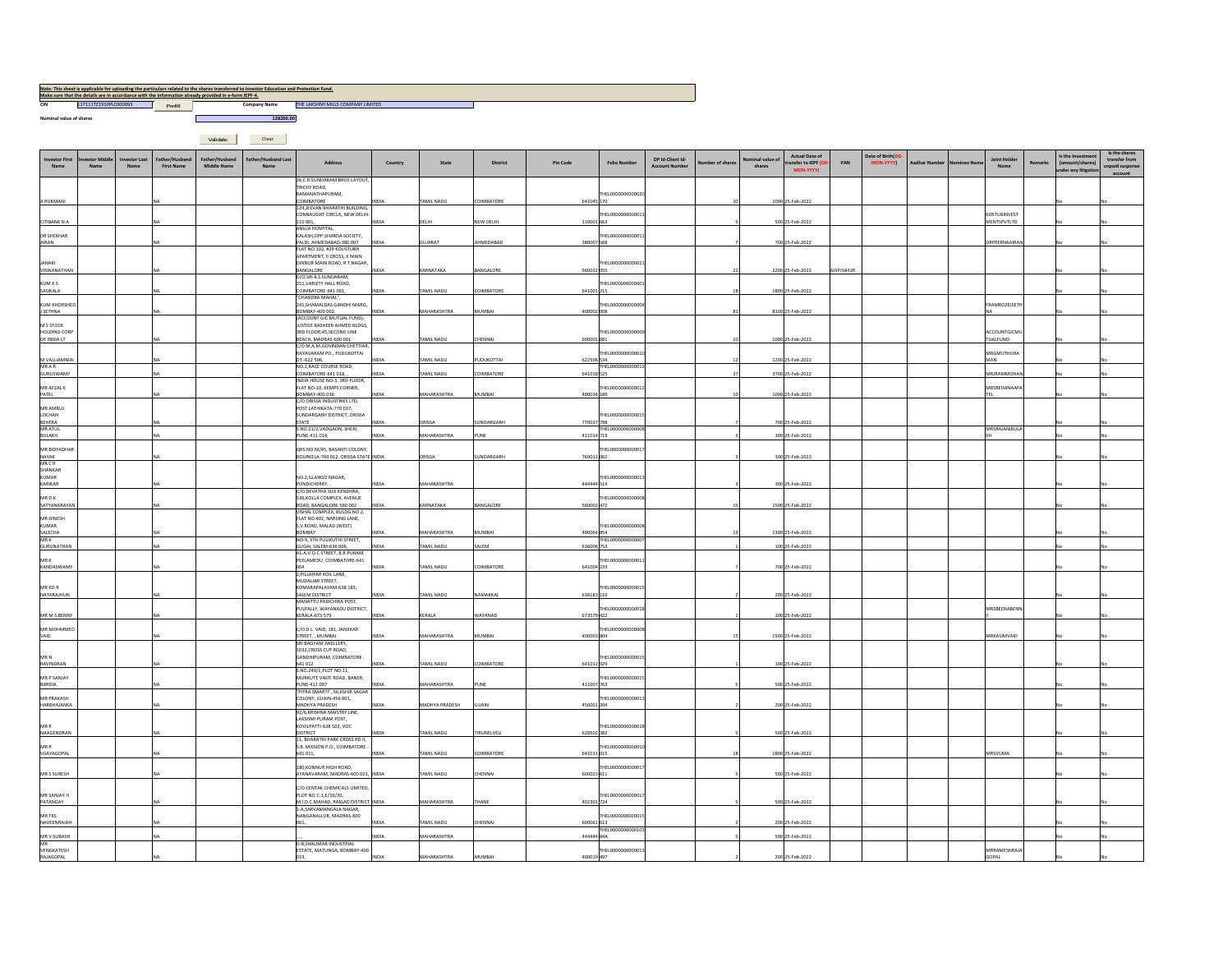**Note: This sheet is applicable for uploading the particulars related to the shares transferred to Investor Education and Protection Fund.**
**Make sure that the details are in accordance with the information already provided in e-form IEPF-4.**

CIN: L17111TZ1910PLC000093 &nbsp;&nbsp; Prefill &nbsp;&nbsp; Company Name: THE LAKSHMI MILLS COMPANY LIMITED

Nominal value of shares: 328200.00

Validate &nbsp;&nbsp; Clear

| Investor First Name | Investor Middle Name | Investor Last Name | Father/Husband First Name | Father/Husband Middle Name | Father/Husband Last Name | Address | Country | State | District | Pin Code | Folio Number | DP Id-Client Id-Account Number | Number of shares | Nominal value of shares | Actual Date of transfer to IEPF (DD-MON-YYYY) | PAN | Date of Birth(DD-MON-YYYY) | Aadhar Number | Nominee Name | Joint Holder Name | Remarks | Is the Investment (amount/shares) under any litigation | Is the shares transfer from unpaid suspense account |
|---|---|---|---|---|---|---|---|---|---|---|---|---|---|---|---|---|---|---|---|---|---|---|---|
| A RUKMANI | | | NA | | | 26,C.R.SUNDARAM BROS LAYOUT, TRICHY ROAD, RAMANATHAPURAM, COIMBATORE | INDIA | TAMIL NADU | COIMBATORE | 641045 | THEL00000000000020170 | | 10 | 1000 | 25-Feb-2022 | | | | | | | No | No |
| CITIBANK N A | | | NA | | | 124,JEEVAN BHARATHI BUILDING, CONNAUGHT CIRCUS, NEW DELHI-110 001, | INDIA | DELHI | NEW DELHI | 110001 | THEL00000000000013663 | | 5 | 500 | 25-Feb-2022 | | | | | KOSTUBINVESTMENTSPVTLTD | | No | No |
| DR SHEKHAR AIRAN | | | NA | | | ANUJA HOSPITAL, KALASH,OPP.SHARDA SOCIETY, PALDI, AHMEDABAD-380 007 | INDIA | GUJARAT | AHMEDABAD | 380007 | THEL00000000000011568 | | 7 | 700 | 25-Feb-2022 | | | | | DRPRERNAAIRAN | | No | No |
| JANAKI VISWANATHAN | | | NA | | | FLAT NO.102, #29 KOUSTUBH APARTMENT, II CROSS, II MAIN DINNUR MAIN ROAD, R T NAGAR, BANGALORE | INDIA | KARNATAKA | BANGALORE | 560032 | THEL00000000000021055 | | 22 | 2200 | 25-Feb-2022 | AISPJ5841R | | | | | | No | No |
| KUM K S SASIKALA | | | NA | | | D/O.SRI K.S.SUNDARAM, 251,VARIETY HALL ROAD, COIMBATORE-641 001, | INDIA | TAMIL NADU | COIMBATORE | 641001 | THEL00000000000001215 | | 18 | 1800 | 25-Feb-2022 | | | | | | | No | No |
| KUM KHORSHED J SETHNA | | | NA | | | "CHANDRA MAHAL", 241,SHAMALDAS GANDHI MARG, BOMBAY-400 002, | INDIA | MAHARASHTRA | MUMBAI | 400002 | THEL00000000000004008 | | 81 | 8100 | 25-Feb-2022 | | | | | FRAMROZEISETHNA | | No | No |
| M S STOCK HOLDING CORP OF INDIA LT | | | NA | | | (ACCOUNT GIC MUTUAL FUND), JUSTICE BASHEER AHMED BLDGS, 3RD FLOOR,45,SECOND LINE BEACH, MADRAS-600 001 | INDIA | TAMIL NADU | CHENNAI | 600001 | THEL00000000000009681 | | 10 | 1000 | 25-Feb-2022 | | | | | ACCOUNTGICMUTUALFUND | | No | No |
| M VALLIAMMAI | | | NA | | | C/O.M.A.M.GOVINDAN CHETTIAR, RAYAVARAM PO., PUDUKOTTAI DT.-622 506, | INDIA | TAMIL NADU | PUDUKOTTAI | 622506 | THEL00000000000010534 | | 12 | 1200 | 25-Feb-2022 | | | | | MRGMUTHURAMAN | | No | No |
| MR A R GURUSWAMY | | | NA | | | NO.2,RACE COURSE ROAD, COIMBATORE-641 018, , | INDIA | TAMIL NADU | COIMBATORE | 641018 | THEL00000000000012525 | | 37 | 3700 | 25-Feb-2022 | | | | | MRJRAMMOHAN | | No | No |
| MR AFZAL K PATEL | | | NA | | | INDIA HOUSE NO-3, 3RD FLOOR, FLAT NO-10, KEMPS CORNER, BOMBAY-400 036 | INDIA | MAHARASHTRA | MUMBAI | 400036 | THEL00000000000012189 | | 10 | 1000 | 25-Feb-2022 | | | | | MRSREHANAAPATEL | | No | No |
| MR AMBUJ LOCHAN BEHERA | | | NA | | | C/O.ORISSA INDUSTRIES LTD, POST LATHIKATA-770 037, SUNDARGARH DISTRICT, ORISSA STATE | INDIA | ORISSA | SUNDARGARH | 770037 | THEL00000000000015798 | | 7 | 700 | 25-Feb-2022 | | | | | | | No | No |
| MR ATUL BULAKH | | | NA | | | S.NO.21/2,VADGAON, SHERI, PUNE-411 014, | INDIA | MAHARASHTRA | PUNE | 411014 | THEL00000000000008719 | | 3 | 300 | 25-Feb-2022 | | | | | MRSRAJANIBULAKH | | No | No |
| MR BIDYADHAR NAYAK | | | NA | | | QRS.NO.M/45, BASANTI COLONY, ROURKELA-769 012, ORISSA STATE | INDIA | ORISSA | SUNDARGARH | 769012 | THEL00000000000017062 | | 3 | 300 | 25-Feb-2022 | | | | | | | No | No |
| MR C R SHANKAR KUMAR KARKAR | | | NA | | | NO.2,ILLANGO NAGAR, PONDICHERRY, , | INDIA | MAHARASHTRA | | 444444 | THEL00000000000013514 | | 3 | 300 | 25-Feb-2022 | | | | | | | No | No |
| MR D K SATYANARAYAN | | | NA | | | C/O.DEVATHA SILK KENDHRA, 536,KOLLA COMPLEX, AVENUE ROAD, BANGALORE-560 002 | INDIA | KARNATAKA | BANGALORE | 560002 | THEL00000000000008472 | | 15 | 1500 | 25-Feb-2022 | | | | | | | No | No |
| MR DINESH KUMAR SALECHA | | | NA | | | VISHAL COMPLEX, BULDG.NO.2, FLAT NO.402, NARSING LANE, S.V.ROAD, MALAD (WEST) BOMBAY | INDIA | MAHARASHTRA | MUMBAI | 400064 | THEL00000000000008854 | | 13 | 1300 | 25-Feb-2022 | | | | | | | No | No |
| MR K GURUNATHAN | | | NA | | | NO-9, 5TH PULIKUTHI STREET, GUGAI, SALEM-636 006, | INDIA | TAMIL NADU | SALEM | 636006 | THEL00000000000007753 | | 1 | 100 | 25-Feb-2022 | | | | | | | No | No |
| MR K KANDASWAMY | | | NA | | | 41-A,V.O.C.STREET, B.R.PURAM, PEELAMEDU, COIMBATORE-641 004 | INDIA | TAMIL NADU | COIMBATORE | 641004 | THEL00000000000011233 | | 7 | 700 | 25-Feb-2022 | | | | | | | No | No |
| MR KO R NATARAJHUN | | | NA | | | 2,PILLAIYAR KOIL LANE, MUDALIAR STREET, KOMARAPALAYAM-638 183, SALEM DISTRICT | INDIA | TAMIL NADU | NAMAKKAL | 638183 | THEL00000000000015110 | | 2 | 200 | 25-Feb-2022 | | | | | | | No | No |
| MR M S BENNY | | | NA | | | MANATTU PADICHIRA POST, PULPALLY, WAYANADU DISTRICT, KERALA-673 579 | INDIA | KERALA | WAYANAD | 673579 | THEL00000000000018422 | | 1 | 100 | 25-Feb-2022 | | | | | MRSBEENABENNY | | No | No |
| MR MOHMMED VAID | | | NA | | | C/O.D.L. VAID, 181, JANJIKAR STREET, , MUMBAI | INDIA | MAHARASHTRA | MUMBAI | 400003 | THEL00000000000008804 | | 15 | 1500 | 25-Feb-2022 | | | | | MRKASIMVAID | | No | No |
| MR N RAVINDRAN | | | NA | | | SRI BAGYAM JWELLERY, 1032,CROSS CUT ROAD, GANDHIPURAM, COIMBATORE-641 012 | INDIA | TAMIL NADU | COIMBATORE | 641012 | THEL00000000000015929 | | 1 | 100 | 25-Feb-2022 | | | | | | | No | No |
| MR P SANJAY BARDIA | | | NA | | | S.NO.249/1,PLOT NO.11, MURKUTE VASTI ROAD, BANER, PUNE-411 007 | INDIA | MAHARASHTRA | PUNE | 411007 | THEL00000000000015763 | | 5 | 500 | 25-Feb-2022 | | | | | | | No | No |
| MR PRAKASH HARBHAJANKA | | | NA | | | "PITRA SMARTI", 56,KSHIR SAGAR COLONY, UJJAIN-456 001, MADHYA PRADESH | INDIA | MADHYA PRADESH | UJJAIN | 456001 | THEL00000000000013204 | | 2 | 200 | 25-Feb-2022 | | | | | | | No | No |
| MR R NAAGENDRAN | | | NA | | | 92/6,KRISHNA MAISTRY LINE, LAKSHMI PURAM POST, KOVILPATTI-628 502, VOC DISTRICT | INDIA | TAMIL NADU | TIRUNELVELI | 628502 | THEL00000000000018382 | | 5 | 500 | 25-Feb-2022 | | | | | | | No | No |
| MR R VIJAYAGOPAL | | | NA | | | 11, BHARATHI PARK CROSS RD II, S.B. MISSION P.O., COIMBATORE - 641 011, | INDIA | TAMIL NADU | COIMBATORE | 641011 | THEL00000000000010015 | | 18 | 1800 | 25-Feb-2022 | | | | | MRSVUMA | | No | No |
| MR S SURESH | | | NA | | | 180,KONNUR HIGH ROAD, AYANAVARAM, MADRAS-600 023, | INDIA | TAMIL NADU | CHENNAI | 600023 | THEL00000000000017611 | | 5 | 500 | 25-Feb-2022 | | | | | | | No | No |
| MR SANJAY H PATANGAY | | | NA | | | C/O.CENTAK CHEMICALS LIMITED, PLOT NO.C-1,E/19/20, M.I.D.C.MAHAD, RAIGAD DISTRICT | INDIA | MAHARASHTRA | THANE | 402301 | THEL00000000000017724 | | 5 | 500 | 25-Feb-2022 | | | | | | | No | No |
| MR TKS NAVEENRAJAH | | | NA | | | 1-A,SARVAMANGALA NAGAR, NANGANALLUR, MADRAS-600 061, | INDIA | TAMIL NADU | CHENNAI | 600061 | THEL00000000000015613 | | 2 | 200 | 25-Feb-2022 | | | | | | | No | No |
| MR V SUBASH | | | NA | | | , , , | INDIA | MAHARASHTRA | | 444444 | THEL00000000000103844A | | 5 | 500 | 25-Feb-2022 | | | | | | | No | No |
| MR VENGKATESH RAJAGOPAL | | | NA | | | D-8,SHALIMAR INDUSTRIAL ESTATE, MATUNGA, BOMBAY-400 019, | INDIA | MAHARASHTRA | MUMBAI | 400019 | THEL00000000000013497 | | 2 | 200 | 25-Feb-2022 | | | | | MRRAMESHRAJAGOPAL | | No | No |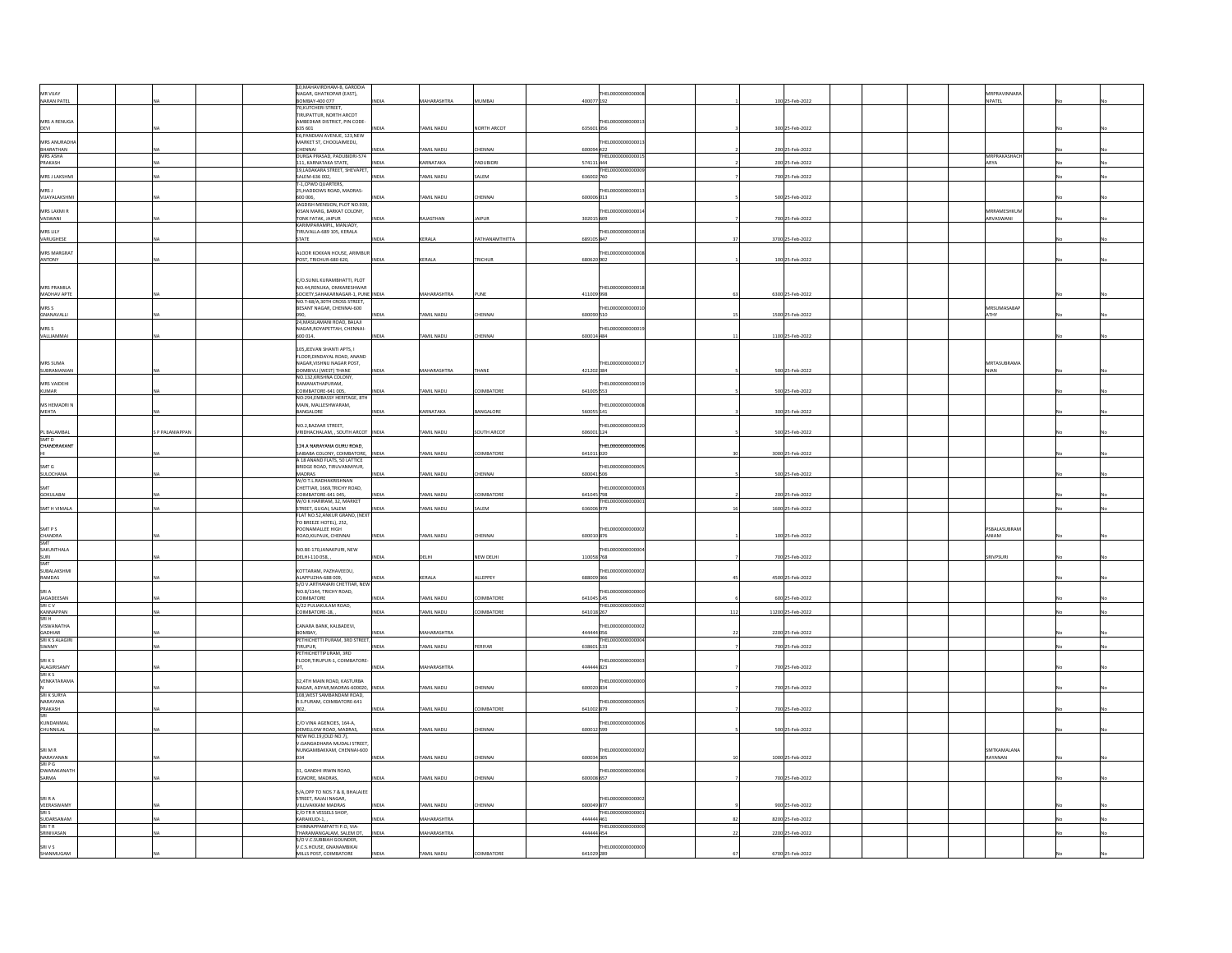| | | | | | | | | | | | | | | | | | | | | | |
|---|---|---|---|---|---|---|---|---|---|---|---|---|---|---|---|---|---|---|---|---|---|
| MR VIJAY NARAN PATEL | | NA | | | 10,MAHAVIRDHAM-B, GARODIA NAGAR, GHATKOPAR (EAST), BOMBAY-400 077 | INDIA | MAHARASHTRA | MUMBAI | 400077 | THEL0000000000008 192 | | 1 | 100 | 25-Feb-2022 | | | | MRPRAVINNARANPATEL | | No | No |
| MRS A RENUGA DEVI | | NA | | | 70,KUTCHERI STREET, TIRUPATTUR, NORTH ARCOT AMBEDKAR DISTRICT, PIN CODE-635 601 | INDIA | TAMIL NADU | NORTH ARCOT | 635601 | THEL0000000000013 056 | | 3 | 300 | 25-Feb-2022 | | | | | | No | No |
| MRS ANURADHA BHARATHAN | | NA | | | 26,PANDIAN AVENUE, 123,NEW MARKET ST, CHOOLAIMEDU, CHENNAI | INDIA | TAMIL NADU | CHENNAI | 600094 | THEL0000000000013 422 | | 2 | 200 | 25-Feb-2022 | | | | | | No | No |
| MRS ASHA PRAKASH | | NA | | | DURGA PRASAD, PADUBIDRI-574 111, KARNATAKA STATE, | INDIA | KARNATAKA | PADUBIDRI | 574111 | THEL0000000000015 444 | | 2 | 200 | 25-Feb-2022 | | | | MRPRAKASHACHARYA | | No | No |
| MRS J LAKSHMI | | NA | | | 19,LADAKARA STREET, SHEVAPET, SALEM-636 002, | INDIA | TAMIL NADU | SALEM | 636002 | THEL0000000000009 760 | | 7 | 700 | 25-Feb-2022 | | | | | | No | No |
| MRS J VIJAYALAKSHMI | | NA | | | T-1,CPWD QUARTERS, 25,HADDOWS ROAD, MADRAS-600 006, | INDIA | TAMIL NADU | CHENNAI | 600006 | THEL0000000000013 013 | | 5 | 500 | 25-Feb-2022 | | | | | | No | No |
| MRS LAXMI R VASWANI | | NA | | | JAGDISH MENSION, PLOT NO.939, KISAN MARG, BARKAT COLONY, TONK FATAK, JAIPUR | INDIA | RAJASTHAN | JAIPUR | 302015 | THEL0000000000014 609 | | 7 | 700 | 25-Feb-2022 | | | | MRRAMESHKUMARVASWANI | | No | No |
| MRS LILY VARUGHESE | | NA | | | KARIMPARAMPIL, MANJADY, TIRUVALLA-689 105, KERALA STATE | INDIA | KERALA | PATHANAMTHITTA | 689105 | THEL0000000000018 847 | | 37 | 3700 | 25-Feb-2022 | | | | | | No | No |
| MRS MARGRAT ANTONY | | NA | | | ALOOR KOKKAN HOUSE, ARIMBUR POST, TRICHUR-680 620, | INDIA | KERALA | TRICHUR | 680620 | THEL0000000000008 902 | | 1 | 100 | 25-Feb-2022 | | | | | | No | No |
| MRS PRAMILA MADHAV APTE | | NA | | | C/O.SUNIL KURAMBHATTI, PLOT NO.44,RENUKA, OMKARESHWAR SOCIETY,SAHAKARNAGAR-1, PUNE | INDIA | MAHARASHTRA | PUNE | 411009 | THEL0000000000018 998 | | 63 | 6300 | 25-Feb-2022 | | | | | | No | No |
| MRS S GNANAVALLI | | NA | | | NO.T-68/A,30TH CROSS STREET, BESANT NAGAR, CHENNAI-600 090, | INDIA | TAMIL NADU | CHENNAI | 600090 | THEL0000000000010 510 | | 15 | 1500 | 25-Feb-2022 | | | | MRSUMASABAPATHY | | No | No |
| MRS S VALLIAMMAI | | NA | | | 24,MASILAMANI ROAD, BALAJI NAGAR,ROYAPETTAH, CHENNAI-600 014, | INDIA | TAMIL NADU | CHENNAI | 600014 | THEL0000000000019 484 | | 11 | 1100 | 25-Feb-2022 | | | | | | No | No |
| MRS SUMA SUBRAMANIAN | | NA | | | 105,JEEVAN SHANTI APTS, I FLOOR,DINDAYAL ROAD, ANAND NAGAR,VISHNU NAGAR POST, DOMBIVLI (WEST) THANE | INDIA | MAHARASHTRA | THANE | 421202 | THEL0000000000017 384 | | 5 | 500 | 25-Feb-2022 | | | | MRTASUBRAMANIAN | | No | No |
| MRS VAIDEHI KUMAR | | NA | | | NO.132,KRISHNA COLONY, RAMANATHAPURAM, COIMBATORE-641 005, | INDIA | TAMIL NADU | COIMBATORE | 641005 | THEL0000000000019 553 | | 5 | 500 | 25-Feb-2022 | | | | | | No | No |
| MS HEMADRI N MEHTA | | NA | | | NO.294,EMBASSY HERITAGE, 8TH MAIN, MALLESHWARAM, BANGALORE | INDIA | KARNATAKA | BANGALORE | 560055 | THEL0000000000008 141 | | 3 | 300 | 25-Feb-2022 | | | | | | No | No |
| PL BALAMBAL | | S P PALANIAPPAN | | | NO.2,BAZAAR STREET, VRIDHACHALAM, , SOUTH ARCOT | INDIA | TAMIL NADU | SOUTH ARCOT | 606001 | THEL0000000000020 124 | | 5 | 500 | 25-Feb-2022 | | | | | | No | No |
| SMT D CHANDRAKANTHI | | NA | | | 124,A NARAYANA GURU ROAD, SAIBABA COLONY, COIMBATORE, | INDIA | TAMIL NADU | COIMBATORE | 641011 | THEL0000000000006 020 | | 30 | 3000 | 25-Feb-2022 | | | | | | No | No |
| SMT G SULOCHANA | | NA | | | A 18 ANAND FLATS, 50 LATTICE BRIDGE ROAD, TIRUVANMIYUR, MADRAS | INDIA | TAMIL NADU | CHENNAI | 600041 | THEL0000000000005 506 | | 5 | 500 | 25-Feb-2022 | | | | | | No | No |
| SMT GOKULABAI | | NA | | | W/O T.L.RADHAKRISHNAN CHETTIAR, 1669,TRICHY ROAD, COIMBATORE-641 045, | INDIA | TAMIL NADU | COIMBATORE | 641045 | THEL0000000000003 798 | | 2 | 200 | 25-Feb-2022 | | | | | | No | No |
| SMT H VIMALA | | NA | | | W/O K HARIRAM, 32, MARKET STREET, GUGAI, SALEM | INDIA | TAMIL NADU | SALEM | 636006 | THEL0000000000001 979 | | 16 | 1600 | 25-Feb-2022 | | | | | | No | No |
| SMT P S CHANDRA | | NA | | | FLAT NO.52,ANKUR GRAND, (NEXT TO BREEZE HOTEL), 252, POONAMALLEE HIGH ROAD,KILPAUK, CHENNAI | INDIA | TAMIL NADU | CHENNAI | 600010 | THEL0000000000002 876 | | 1 | 100 | 25-Feb-2022 | | | | PSBALASUBRAMANIAM | | No | No |
| SMT SAKUNTHALA SURI | | NA | | | NO.BE-170,JANAKPURI, NEW DELHI-110 058, , | INDIA | DELHI | NEW DELHI | 110058 | THEL0000000000004 768 | | 7 | 700 | 25-Feb-2022 | | | | SRIVPSURI | | No | No |
| SMT SUBALAKSHMI RAMDAS | | NA | | | KOTTARAM, PAZHAVEEDU, ALAPPUZHA-688 009, | INDIA | KERALA | ALLEPPEY | 688009 | THEL0000000000002 366 | | 45 | 4500 | 25-Feb-2022 | | | | | | No | No |
| SRI A JAGADEESAN | | NA | | | S/O V.ARTHANARI CHETTIAR, NEW NO.8/1144, TRICHY ROAD, COIMBATORE | INDIA | TAMIL NADU | COIMBATORE | 641045 | THEL0000000000000 145 | | 6 | 600 | 25-Feb-2022 | | | | | | No | No |
| SRI C V KANNAPPAN | | NA | | | 6/22 PULIAKULAM ROAD, COIMBATORE-18, , | INDIA | TAMIL NADU | COIMBATORE | 641018 | THEL0000000000002 267 | | 112 | 11200 | 25-Feb-2022 | | | | | | No | No |
| SRI H VISWANATHA GADHIAR | | NA | | | CANARA BANK, KALBADEVI, BOMBAY, | INDIA | MAHARASHTRA | | 444444 | THEL0000000000002 056 | | 22 | 2200 | 25-Feb-2022 | | | | | | No | No |
| SRI K S ALAGIRI SWAMY | | NA | | | PETHICHETTI PURAM, 3RD STREET, TIRUPUR, | INDIA | TAMIL NADU | PERIYAR | 638601 | THEL0000000000004 133 | | 7 | 700 | 25-Feb-2022 | | | | | | No | No |
| SRI K S ALAGIRISAMY | | NA | | | PETHICHETTIPURAM, 3RD FLOOR,TIRUPUR-1, COIMBATORE-DT, | INDIA | MAHARASHTRA | | 444444 | THEL0000000000003 823 | | 7 | 700 | 25-Feb-2022 | | | | | | No | No |
| SRI K S VENKATARAMAN | | NA | | | 32,4TH MAIN ROAD, KASTURBA NAGAR, ADYAR,MADRAS-600020, | INDIA | TAMIL NADU | CHENNAI | 600020 | THEL0000000000000 834 | | 7 | 700 | 25-Feb-2022 | | | | | | No | No |
| SRI K SURYA NARAYANA PRAKASH | | NA | | | 108,WEST SAMBANDAM ROAD, R.S.PURAM, COIMBATORE-641 002, | INDIA | TAMIL NADU | COIMBATORE | 641002 | THEL0000000000005 879 | | 7 | 700 | 25-Feb-2022 | | | | | | No | No |
| SRI KUNDANMAL CHUNNILAL | | NA | | | C/O VINA AGENCIES, 164-A, DEMELLOW ROAD, MADRAS, | INDIA | TAMIL NADU | CHENNAI | 600012 | THEL0000000000006 599 | | 5 | 500 | 25-Feb-2022 | | | | | | No | No |
| SRI M R NARAYANAN | | NA | | | NEW NO.19,(OLD NO.7), V.GANGADHARA MUDALI STREET, NUNGAMBAKKAM, CHENNAI-600 034 | INDIA | TAMIL NADU | CHENNAI | 600034 | THEL0000000000002 305 | | 10 | 1000 | 25-Feb-2022 | | | | SMTKAMALANARAYANAN | | No | No |
| SRI P G DWARAKANATH SARMA | | NA | | | 31, GANDHI IRWIN ROAD, EGMORE, MADRAS, | INDIA | TAMIL NADU | CHENNAI | 600008 | THEL0000000000006 657 | | 7 | 700 | 25-Feb-2022 | | | | | | No | No |
| SRI R A VEERASWAMY | | NA | | | 5/A,OPP TO NOS 7 & 8, BHALAJEE STREET, RAJAJI NAGAR, VILLIVAKKAM MADRAS | INDIA | TAMIL NADU | CHENNAI | 600049 | THEL0000000000002 877 | | 9 | 900 | 25-Feb-2022 | | | | | | No | No |
| SRI S SUDARSANAM | | NA | | | C/O TR R VESSELS SHOP, KARAIKUDI-1, , | INDIA | MAHARASHTRA | | 444444 | THEL0000000000001 461 | | 82 | 8200 | 25-Feb-2022 | | | | | | No | No |
| SRI T R SRINIVASAN | | NA | | | CHINNAPPAMPATTI P.O, VIA-THARAMANGALAM, SALEM DT, | INDIA | MAHARASHTRA | | 444444 | THEL0000000000000 454 | | 22 | 2200 | 25-Feb-2022 | | | | | | No | No |
| SRI V S SHANMUGAM | | NA | | | S/O V.C.SUBBIAH GOUNDER, V.C.S.HOUSE, GNANAMBIKAI MILLS POST, COIMBATORE | INDIA | TAMIL NADU | COIMBATORE | 641029 | THEL0000000000000 289 | | 67 | 6700 | 25-Feb-2022 | | | | | | No | No |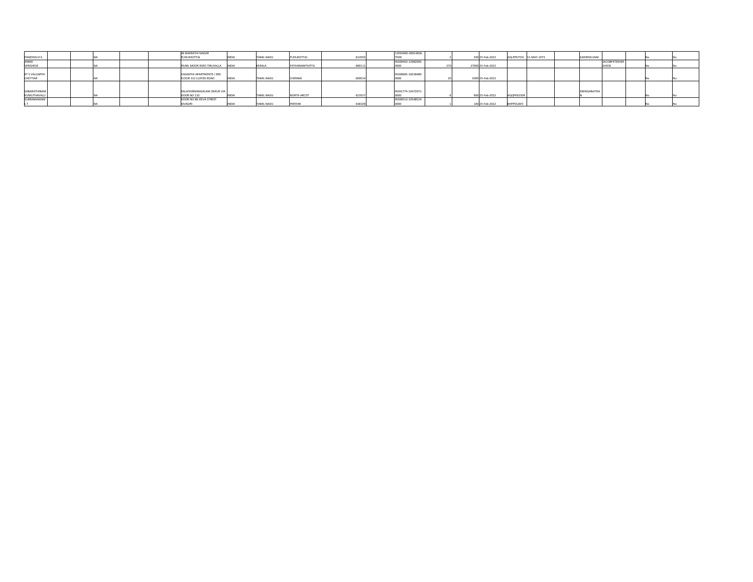| | | | | | | | | | | | | | | | | | | | | | | | |
|---|---|---|---|---|---|---|---|---|---|---|---|---|---|---|---|---|---|---|---|---|---|---|---|
| PANDISELVI K | | | NA | | | 46 BHARATHI NAGAR PUDUKKOTTAI | INDIA | TAMIL NADU | PUDUKOTTAI | 622003 | | 12050400-00014836-TH00 | 2 | 200 | 25-Feb-2022 | AQLPP6755C | 11-MAY-1973 | | KADIRSELVAM | | | No | No |
| ANNIE VERGHESE | | | NA | | | PEARL MOOR RSPO TIRUVALLA | INDIA | KERALA | PATHANAMTHITTA | 689111 | | IN300450-12982095-0000 | 270 | 27000 | 25-Feb-2022 | | | | | JACOBPETERVERGHESE | | No | No |
| KT S VALLIAPPA CHETTIAR | | | NA | | | VASANTHI APARTMENTS I 3RD FLOOR 312 LLOYDS ROAD | INDIA | TAMIL NADU | CHENNAI | 600014 | | IN300685-10018480-0000 | 20 | 2000 | 25-Feb-2022 | | | | | | | No | No |
| SABARATHINAM KUMUTHAVALLI | | | NA | | | KALAIYARMANGALAM OKKUR VIA DOOR NO 133 | INDIA | TAMIL NADU | NORTH ARCOT | 623557 | | IN301774-10472971-0000 | 9 | 900 | 25-Feb-2022 | AQQPK6150R | | | SRENGANATHAN | | | No | No |
| SUBRAMANIAM L T | | | NA | | | DOOR NO 88 JEEVA STREET SIVAGIRI | INDIA | TAMIL NADU | PERIYAR | 638109 | | IN300513-10548524-0000 | 1 | 100 | 25-Feb-2022 | BHFPS5287J | | | | | | No | No |